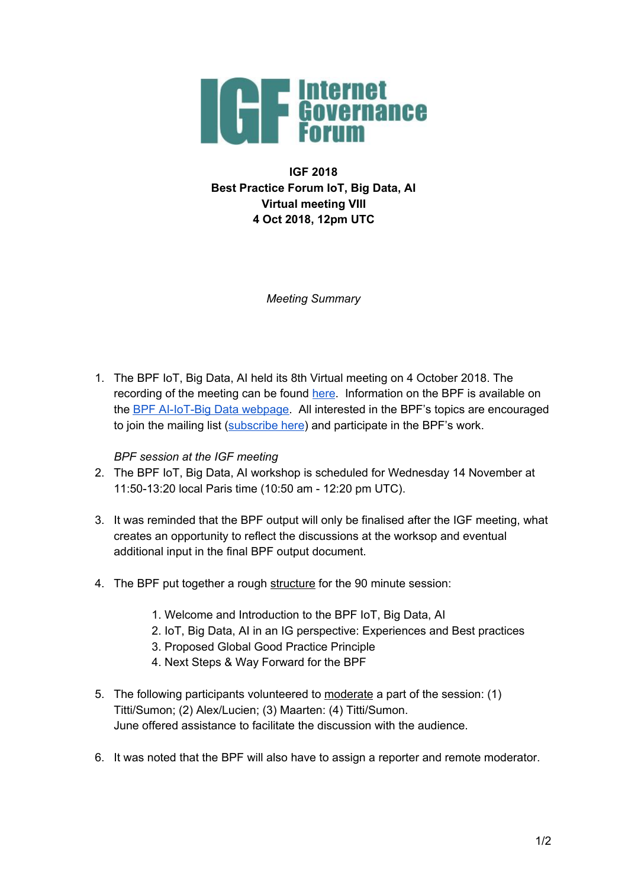**IGF 2018**
**Best Practice Forum IoT, Big Data, AI**
**Virtual meeting VIII**
**4 Oct 2018, 12pm UTC**

*Meeting Summary*

1. The BPF IoT, Big Data, AI held its 8th Virtual meeting on 4 October 2018. The recording of the meeting can be found here. Information on the BPF is available on the BPF AI-IoT-Big Data webpage. All interested in the BPF's topics are encouraged to join the mailing list (subscribe here) and participate in the BPF's work.

   *BPF session at the IGF meeting*

2. The BPF IoT, Big Data, AI workshop is scheduled for Wednesday 14 November at 11:50-13:20 local Paris time (10:50 am - 12:20 pm UTC).

3. It was reminded that the BPF output will only be finalised after the IGF meeting, what creates an opportunity to reflect the discussions at the worksop and eventual additional input in the final BPF output document.

4. The BPF put together a rough structure for the 90 minute session:

   1. Welcome and Introduction to the BPF IoT, Big Data, AI
   2. IoT, Big Data, AI in an IG perspective: Experiences and Best practices
   3. Proposed Global Good Practice Principle
   4. Next Steps & Way Forward for the BPF

5. The following participants volunteered to moderate a part of the session: (1) Titti/Sumon; (2) Alex/Lucien; (3) Maarten: (4) Titti/Sumon.
   June offered assistance to facilitate the discussion with the audience.

6. It was noted that the BPF will also have to assign a reporter and remote moderator.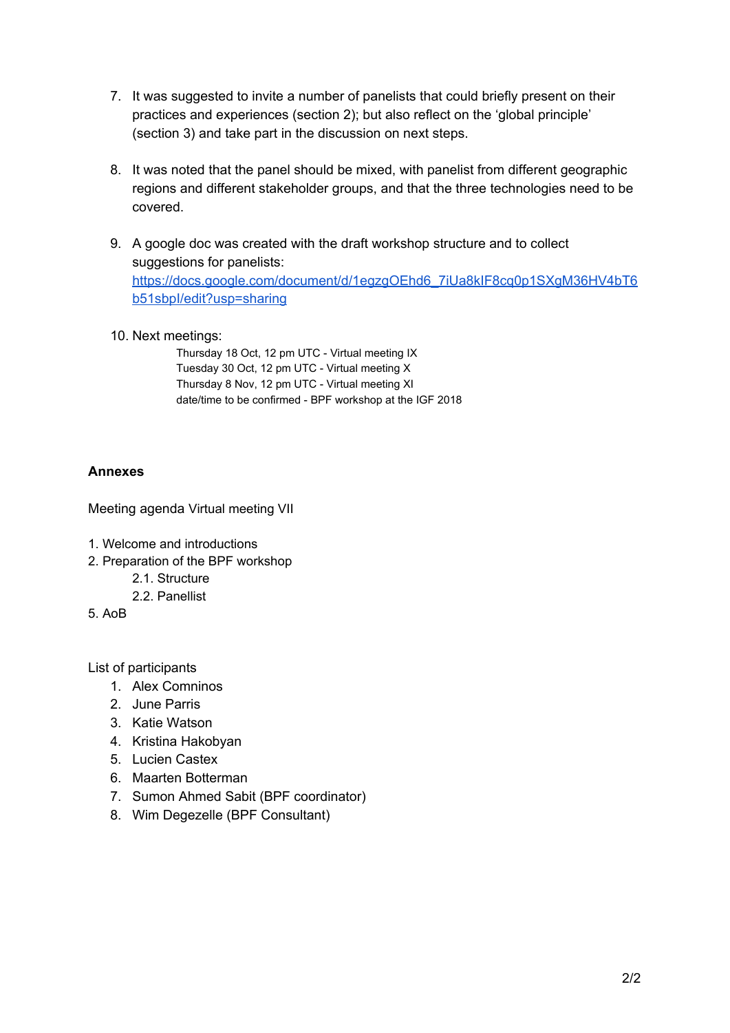7. It was suggested to invite a number of panelists that could briefly present on their practices and experiences (section 2); but also reflect on the 'global principle' (section 3) and take part in the discussion on next steps.

8. It was noted that the panel should be mixed, with panelist from different geographic regions and different stakeholder groups, and that the three technologies need to be covered.

9. A google doc was created with the draft workshop structure and to collect suggestions for panelists: [https://docs.google.com/document/d/1egzgOEhd6_7iUa8kIF8cq0p1SXgM36HV4bT6b51sbpI/edit?usp=sharing](https://docs.google.com/document/d/1egzgOEhd6_7iUa8kIF8cq0p1SXgM36HV4bT6b51sbpI/edit?usp=sharing)

10. Next meetings:
    Thursday 18 Oct, 12 pm UTC - Virtual meeting IX
    Tuesday 30 Oct, 12 pm UTC - Virtual meeting X
    Thursday 8 Nov, 12 pm UTC - Virtual meeting XI
    date/time to be confirmed - BPF workshop at the IGF 2018

**Annexes**

Meeting agenda Virtual meeting VII

1. Welcome and introductions
2. Preparation of the BPF workshop
    2.1. Structure
    2.2. Panellist
5. AoB

List of participants

1. Alex Comninos
2. June Parris
3. Katie Watson
4. Kristina Hakobyan
5. Lucien Castex
6. Maarten Botterman
7. Sumon Ahmed Sabit (BPF coordinator)
8. Wim Degezelle (BPF Consultant)